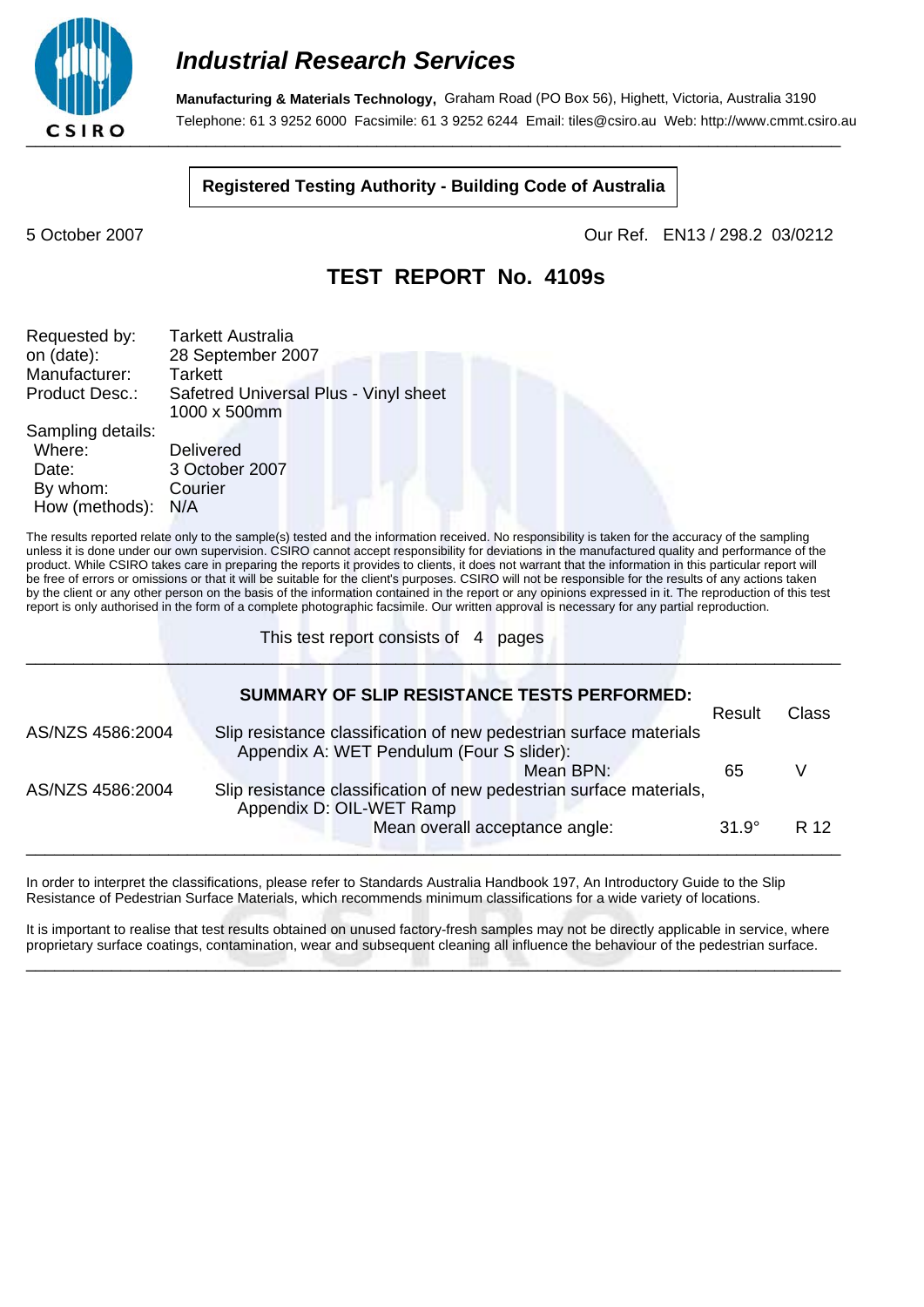# *Industrial Research Services*

**Manufacturing & Materials Technology,** Graham Road (PO Box 56), Highett, Victoria, Australia 3190
Telephone: 61 3 9252 6000 Facsimile: 61 3 9252 6244 Email: tiles@csiro.au Web: http://www.cmmt.csiro.au

**Registered Testing Authority - Building Code of Australia**

5 October 2007

Our Ref. EN13 / 298.2 03/0212

## TEST REPORT No. 4109s

Requested by: Tarkett Australia
on (date): 28 September 2007
Manufacturer: Tarkett
Product Desc.: Safetred Universal Plus - Vinyl sheet 1000 x 500mm
Sampling details:
Where: Delivered
Date: 3 October 2007
By whom: Courier
How (methods): N/A

The results reported relate only to the sample(s) tested and the information received. No responsibility is taken for the accuracy of the sampling unless it is done under our own supervision. CSIRO cannot accept responsibility for deviations in the manufactured quality and performance of the product. While CSIRO takes care in preparing the reports it provides to clients, it does not warrant that the information in this particular report will be free of errors or omissions or that it will be suitable for the client's purposes. CSIRO will not be responsible for the results of any actions taken by the client or any other person on the basis of the information contained in the report or any opinions expressed in it. The reproduction of this test report is only authorised in the form of a complete photographic facsimile. Our written approval is necessary for any partial reproduction.

This test report consists of 4 pages

### SUMMARY OF SLIP RESISTANCE TESTS PERFORMED:

| | | Result | Class |
|---|---|---|---|
| AS/NZS 4586:2004 | Slip resistance classification of new pedestrian surface materials Appendix A: WET Pendulum (Four S slider): Mean BPN: | 65 | V |
| AS/NZS 4586:2004 | Slip resistance classification of new pedestrian surface materials, Appendix D: OIL-WET Ramp Mean overall acceptance angle: | 31.9° | R 12 |

In order to interpret the classifications, please refer to Standards Australia Handbook 197, An Introductory Guide to the Slip Resistance of Pedestrian Surface Materials, which recommends minimum classifications for a wide variety of locations.

It is important to realise that test results obtained on unused factory-fresh samples may not be directly applicable in service, where proprietary surface coatings, contamination, wear and subsequent cleaning all influence the behaviour of the pedestrian surface.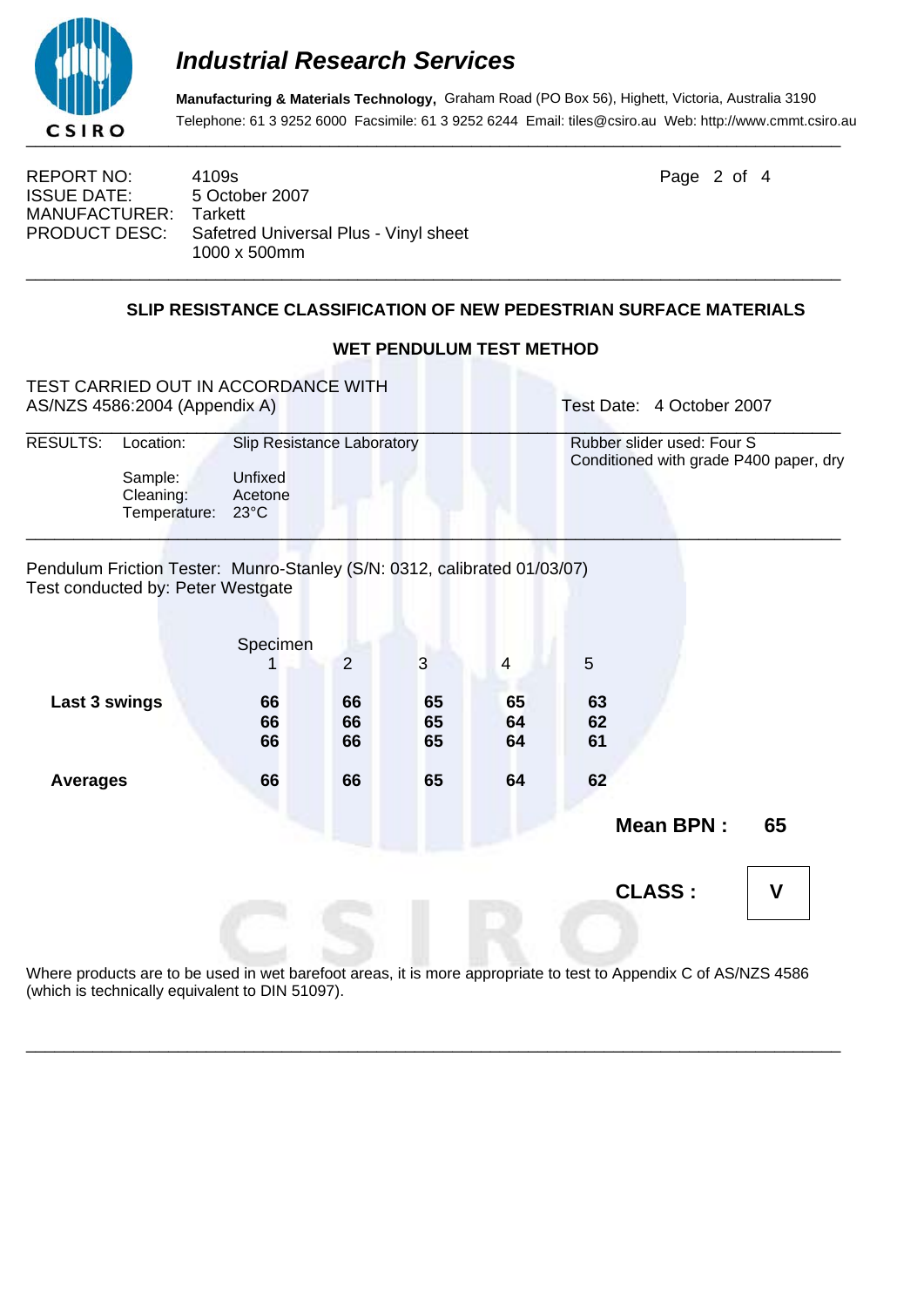## Industrial Research Services

**Manufacturing & Materials Technology,** Graham Road (PO Box 56), Highett, Victoria, Australia 3190
Telephone: 61 3 9252 6000 Facsimile: 61 3 9252 6244 Email: tiles@csiro.au Web: http://www.cmmt.csiro.au

REPORT NO: 4109s
ISSUE DATE: 5 October 2007
MANUFACTURER: Tarkett
PRODUCT DESC: Safetred Universal Plus - Vinyl sheet 1000 x 500mm

### SLIP RESISTANCE CLASSIFICATION OF NEW PEDESTRIAN SURFACE MATERIALS

### WET PENDULUM TEST METHOD

TEST CARRIED OUT IN ACCORDANCE WITH
AS/NZS 4586:2004 (Appendix A)

Test Date: 4 October 2007

RESULTS: Location: Slip Resistance Laboratory
Sample: Unfixed
Cleaning: Acetone
Temperature: 23°C

Rubber slider used: Four S
Conditioned with grade P400 paper, dry

Pendulum Friction Tester: Munro-Stanley (S/N: 0312, calibrated 01/03/07)
Test conducted by: Peter Westgate

| Specimen | 1 | 2 | 3 | 4 | 5 |
|---|---|---|---|---|---|
| **Last 3 swings** | **66** | **66** | **65** | **65** | **63** |
| | **66** | **66** | **65** | **64** | **62** |
| | **66** | **66** | **65** | **64** | **61** |
| **Averages** | **66** | **66** | **65** | **64** | **62** |

**Mean BPN : 65**

**CLASS : V**

Where products are to be used in wet barefoot areas, it is more appropriate to test to Appendix C of AS/NZS 4586 (which is technically equivalent to DIN 51097).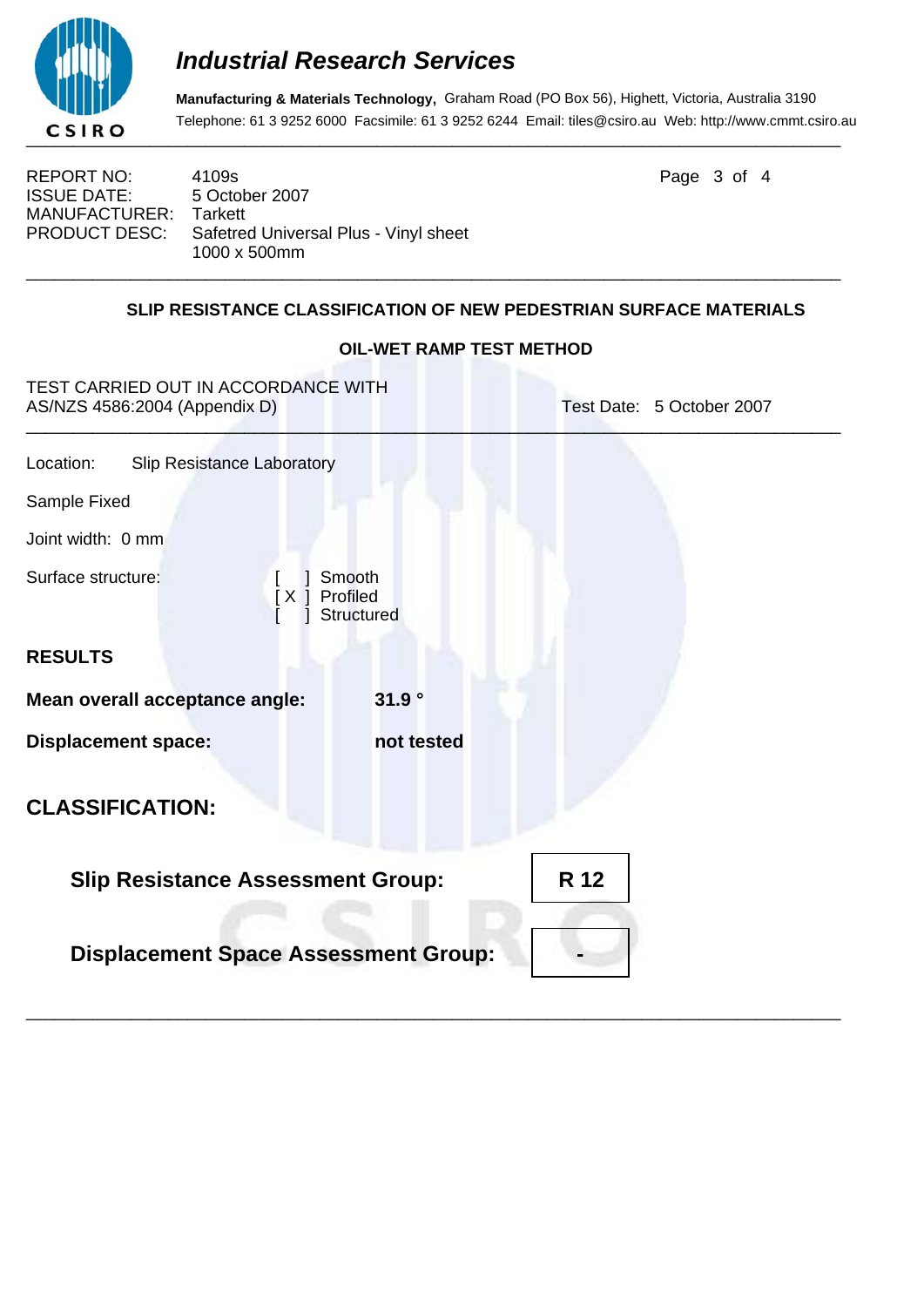# Industrial Research Services

**Manufacturing & Materials Technology,** Graham Road (PO Box 56), Highett, Victoria, Australia 3190
Telephone: 61 3 9252 6000 Facsimile: 61 3 9252 6244 Email: tiles@csiro.au Web: http://www.cmmt.csiro.au

REPORT NO: 4109s
ISSUE DATE: 5 October 2007
MANUFACTURER: Tarkett
PRODUCT DESC: Safetred Universal Plus - Vinyl sheet 1000 x 500mm

---

## SLIP RESISTANCE CLASSIFICATION OF NEW PEDESTRIAN SURFACE MATERIALS

### OIL-WET RAMP TEST METHOD

TEST CARRIED OUT IN ACCORDANCE WITH
AS/NZS 4586:2004 (Appendix D) — Test Date: 5 October 2007

---

Location: Slip Resistance Laboratory

Sample Fixed

Joint width: 0 mm

Surface structure:

[ ] Smooth
[ X ] Profiled
[ ] Structured

**RESULTS**

**Mean overall acceptance angle:** **31.9 °**

**Displacement space:** **not tested**

## CLASSIFICATION:

**Slip Resistance Assessment Group:** **R 12**

**Displacement Space Assessment Group:** **-**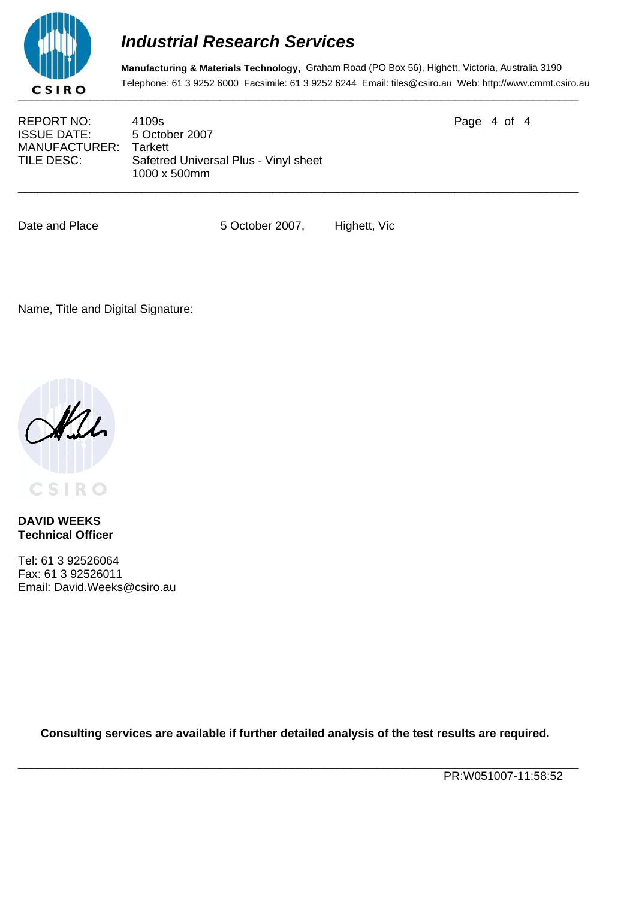# Industrial Research Services

**Manufacturing & Materials Technology,** Graham Road (PO Box 56), Highett, Victoria, Australia 3190
Telephone: 61 3 9252 6000 Facsimile: 61 3 9252 6244 Email: tiles@csiro.au Web: http://www.cmmt.csiro.au

REPORT NO: 4109s
ISSUE DATE: 5 October 2007
MANUFACTURER: Tarkett
TILE DESC: Safetred Universal Plus - Vinyl sheet 1000 x 500mm

Date and Place 5 October 2007, Highett, Vic

Name, Title and Digital Signature:

**DAVID WEEKS**
**Technical Officer**

Tel: 61 3 92526064
Fax: 61 3 92526011
Email: David.Weeks@csiro.au

**Consulting services are available if further detailed analysis of the test results are required.**

PR:W051007-11:58:52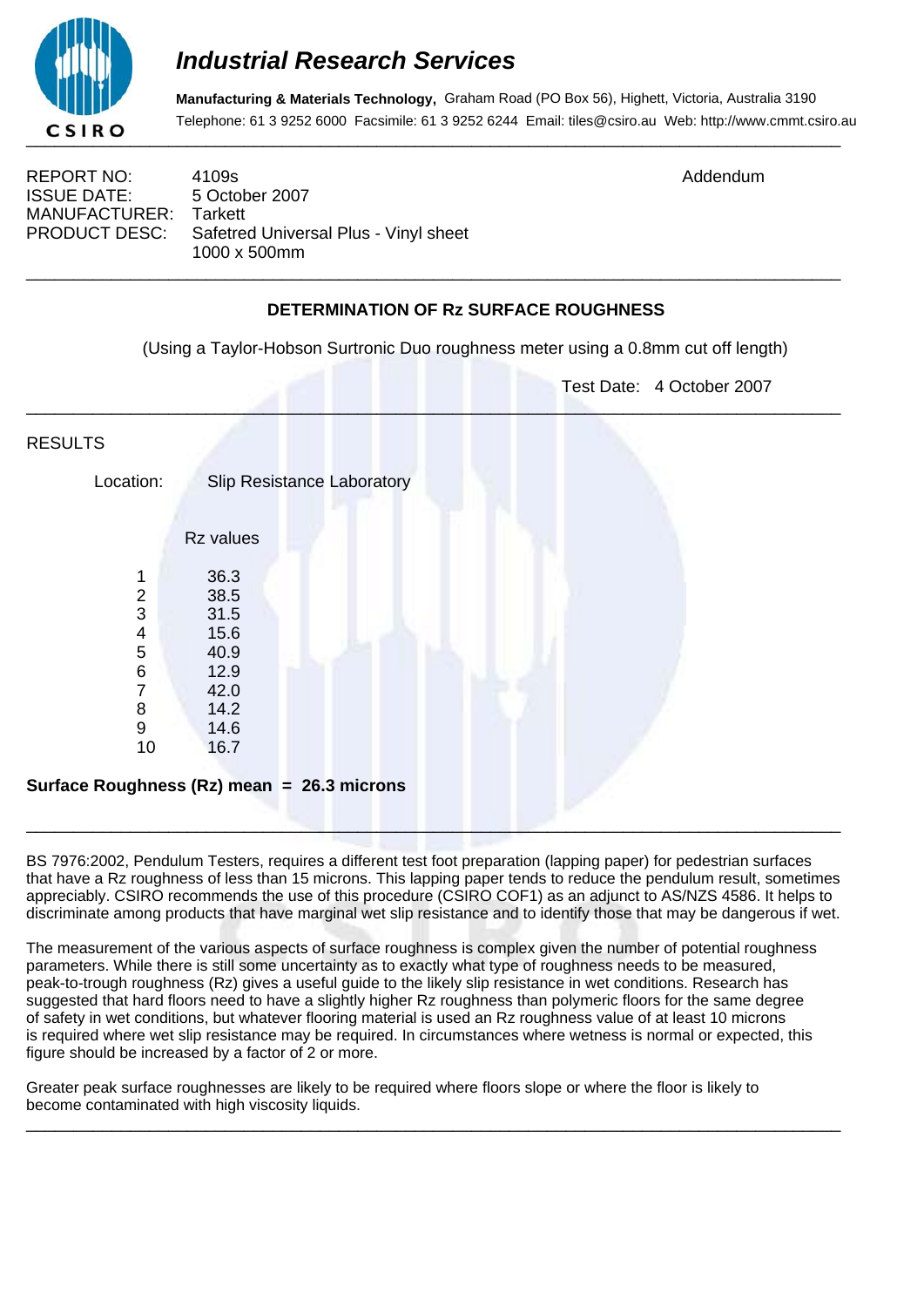# Industrial Research Services

**Manufacturing & Materials Technology,** Graham Road (PO Box 56), Highett, Victoria, Australia 3190
Telephone: 61 3 9252 6000 Facsimile: 61 3 9252 6244 Email: tiles@csiro.au Web: http://www.cmmt.csiro.au

| | | |
|---|---|---|
| REPORT NO: | 4109s | Addendum |
| ISSUE DATE: | 5 October 2007 | |
| MANUFACTURER: | Tarkett | |
| PRODUCT DESC: | Safetred Universal Plus - Vinyl sheet 1000 x 500mm | |

## DETERMINATION OF Rz SURFACE ROUGHNESS

(Using a Taylor-Hobson Surtronic Duo roughness meter using a 0.8mm cut off length)

Test Date: 4 October 2007

RESULTS

Location: Slip Resistance Laboratory

| | Rz values |
|---|---|
| 1 | 36.3 |
| 2 | 38.5 |
| 3 | 31.5 |
| 4 | 15.6 |
| 5 | 40.9 |
| 6 | 12.9 |
| 7 | 42.0 |
| 8 | 14.2 |
| 9 | 14.6 |
| 10 | 16.7 |

**Surface Roughness (Rz) mean = 26.3 microns**

BS 7976:2002, Pendulum Testers, requires a different test foot preparation (lapping paper) for pedestrian surfaces that have a Rz roughness of less than 15 microns. This lapping paper tends to reduce the pendulum result, sometimes appreciably. CSIRO recommends the use of this procedure (CSIRO COF1) as an adjunct to AS/NZS 4586. It helps to discriminate among products that have marginal wet slip resistance and to identify those that may be dangerous if wet.

The measurement of the various aspects of surface roughness is complex given the number of potential roughness parameters. While there is still some uncertainty as to exactly what type of roughness needs to be measured, peak-to-trough roughness (Rz) gives a useful guide to the likely slip resistance in wet conditions. Research has suggested that hard floors need to have a slightly higher Rz roughness than polymeric floors for the same degree of safety in wet conditions, but whatever flooring material is used an Rz roughness value of at least 10 microns is required where wet slip resistance may be required. In circumstances where wetness is normal or expected, this figure should be increased by a factor of 2 or more.

Greater peak surface roughnesses are likely to be required where floors slope or where the floor is likely to become contaminated with high viscosity liquids.